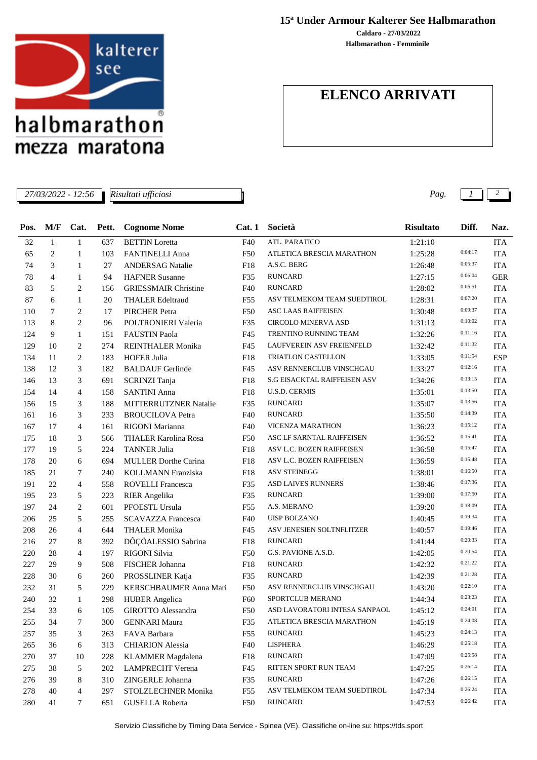# 15ª Under Armour Kalterer See Halbmarathon

**Caldaro - 27/03/2022**

**Halbmarathon - Femminile**

kalterer see halbmarathon mezza maratona

## ELENCO ARRIVATI

*27/03/2022 - 12:56* *Risultati ufficiosi*

| Pos. | M/F | Cat. | Pett. | Cognome Nome | Cat. 1 | Società | Risultato | Diff. | Naz. |
|---|---|---|---|---|---|---|---|---|---|
| 32 | 1 | 1 | 637 | BETTIN Loretta | F40 | ATL. PARATICO | 1:21:10 | | ITA |
| 65 | 2 | 1 | 103 | FANTINELLI Anna | F50 | ATLETICA BRESCIA MARATHON | 1:25:28 | 0:04:17 | ITA |
| 74 | 3 | 1 | 27 | ANDERSAG Natalie | F18 | A.S.C. BERG | 1:26:48 | 0:05:37 | ITA |
| 78 | 4 | 1 | 94 | HAFNER Susanne | F35 | RUNCARD | 1:27:15 | 0:06:04 | GER |
| 83 | 5 | 2 | 156 | GRIESSMAIR Christine | F40 | RUNCARD | 1:28:02 | 0:06:51 | ITA |
| 87 | 6 | 1 | 20 | THALER Edeltraud | F55 | ASV TELMEKOM TEAM SUEDTIROL | 1:28:31 | 0:07:20 | ITA |
| 110 | 7 | 2 | 17 | PIRCHER Petra | F50 | ASC LAAS RAIFFEISEN | 1:30:48 | 0:09:37 | ITA |
| 113 | 8 | 2 | 96 | POLTRONIERI Valeria | F35 | CIRCOLO MINERVA ASD | 1:31:13 | 0:10:02 | ITA |
| 124 | 9 | 1 | 151 | FAUSTIN Paola | F45 | TRENTINO RUNNING TEAM | 1:32:26 | 0:11:16 | ITA |
| 129 | 10 | 2 | 274 | REINTHALER Monika | F45 | LAUFVEREIN ASV FREIENFELD | 1:32:42 | 0:11:32 | ITA |
| 134 | 11 | 2 | 183 | HOFER Julia | F18 | TRIATLON CASTELLON | 1:33:05 | 0:11:54 | ESP |
| 138 | 12 | 3 | 182 | BALDAUF Gerlinde | F45 | ASV RENNERCLUB VINSCHGAU | 1:33:27 | 0:12:16 | ITA |
| 146 | 13 | 3 | 691 | SCRINZI Tanja | F18 | S.G EISACKTAL RAIFFEISEN ASV | 1:34:26 | 0:13:15 | ITA |
| 154 | 14 | 4 | 158 | SANTINI Anna | F18 | U.S.D. CERMIS | 1:35:01 | 0:13:50 | ITA |
| 156 | 15 | 3 | 188 | MITTERRUTZNER Natalie | F35 | RUNCARD | 1:35:07 | 0:13:56 | ITA |
| 161 | 16 | 3 | 233 | BROUCILOVA Petra | F40 | RUNCARD | 1:35:50 | 0:14:39 | ITA |
| 167 | 17 | 4 | 161 | RIGONI Marianna | F40 | VICENZA MARATHON | 1:36:23 | 0:15:12 | ITA |
| 175 | 18 | 3 | 566 | THALER Karolina Rosa | F50 | ASC LF SARNTAL RAIFFEISEN | 1:36:52 | 0:15:41 | ITA |
| 177 | 19 | 5 | 224 | TANNER Julia | F18 | ASV L.C. BOZEN RAIFFEISEN | 1:36:58 | 0:15:47 | ITA |
| 178 | 20 | 6 | 694 | MULLER Dorthe Carina | F18 | ASV L.C. BOZEN RAIFFEISEN | 1:36:59 | 0:15:48 | ITA |
| 185 | 21 | 7 | 240 | KOLLMANN Franziska | F18 | ASV STEINEGG | 1:38:01 | 0:16:50 | ITA |
| 191 | 22 | 4 | 558 | ROVELLI Francesca | F35 | ASD LAIVES RUNNERS | 1:38:46 | 0:17:36 | ITA |
| 195 | 23 | 5 | 223 | RIER Angelika | F35 | RUNCARD | 1:39:00 | 0:17:50 | ITA |
| 197 | 24 | 2 | 601 | PFOESTL Ursula | F55 | A.S. MERANO | 1:39:20 | 0:18:09 | ITA |
| 206 | 25 | 5 | 255 | SCAVAZZA Francesca | F40 | UISP BOLZANO | 1:40:45 | 0:19:34 | ITA |
| 208 | 26 | 4 | 644 | THALER Monika | F45 | ASV JENESIEN SOLTNFLITZER | 1:40:57 | 0:19:46 | ITA |
| 216 | 27 | 8 | 392 | DÔÇÖALESSIO Sabrina | F18 | RUNCARD | 1:41:44 | 0:20:33 | ITA |
| 220 | 28 | 4 | 197 | RIGONI Silvia | F50 | G.S. PAVIONE A.S.D. | 1:42:05 | 0:20:54 | ITA |
| 227 | 29 | 9 | 508 | FISCHER Johanna | F18 | RUNCARD | 1:42:32 | 0:21:22 | ITA |
| 228 | 30 | 6 | 260 | PROSSLINER Katja | F35 | RUNCARD | 1:42:39 | 0:21:28 | ITA |
| 232 | 31 | 5 | 229 | KERSCHBAUMER Anna Mari | F50 | ASV RENNERCLUB VINSCHGAU | 1:43:20 | 0:22:10 | ITA |
| 240 | 32 | 1 | 298 | HUBER Angelica | F60 | SPORTCLUB MERANO | 1:44:34 | 0:23:23 | ITA |
| 254 | 33 | 6 | 105 | GIROTTO Alessandra | F50 | ASD LAVORATORI INTESA SANPAOL | 1:45:12 | 0:24:01 | ITA |
| 255 | 34 | 7 | 300 | GENNARI Maura | F35 | ATLETICA BRESCIA MARATHON | 1:45:19 | 0:24:08 | ITA |
| 257 | 35 | 3 | 263 | FAVA Barbara | F55 | RUNCARD | 1:45:23 | 0:24:13 | ITA |
| 265 | 36 | 6 | 313 | CHIARION Alessia | F40 | LISPHERA | 1:46:29 | 0:25:18 | ITA |
| 270 | 37 | 10 | 228 | KLAMMER Magdalena | F18 | RUNCARD | 1:47:09 | 0:25:58 | ITA |
| 275 | 38 | 5 | 202 | LAMPRECHT Verena | F45 | RITTEN SPORT RUN TEAM | 1:47:25 | 0:26:14 | ITA |
| 276 | 39 | 8 | 310 | ZINGERLE Johanna | F35 | RUNCARD | 1:47:26 | 0:26:15 | ITA |
| 278 | 40 | 4 | 297 | STOLZLECHNER Monika | F55 | ASV TELMEKOM TEAM SUEDTIROL | 1:47:34 | 0:26:24 | ITA |
| 280 | 41 | 7 | 651 | GUSELLA Roberta | F50 | RUNCARD | 1:47:53 | 0:26:42 | ITA |

Servizio Classifiche by Timing Data Service - Spinea (VE). Classifiche on-line su: https://tds.sport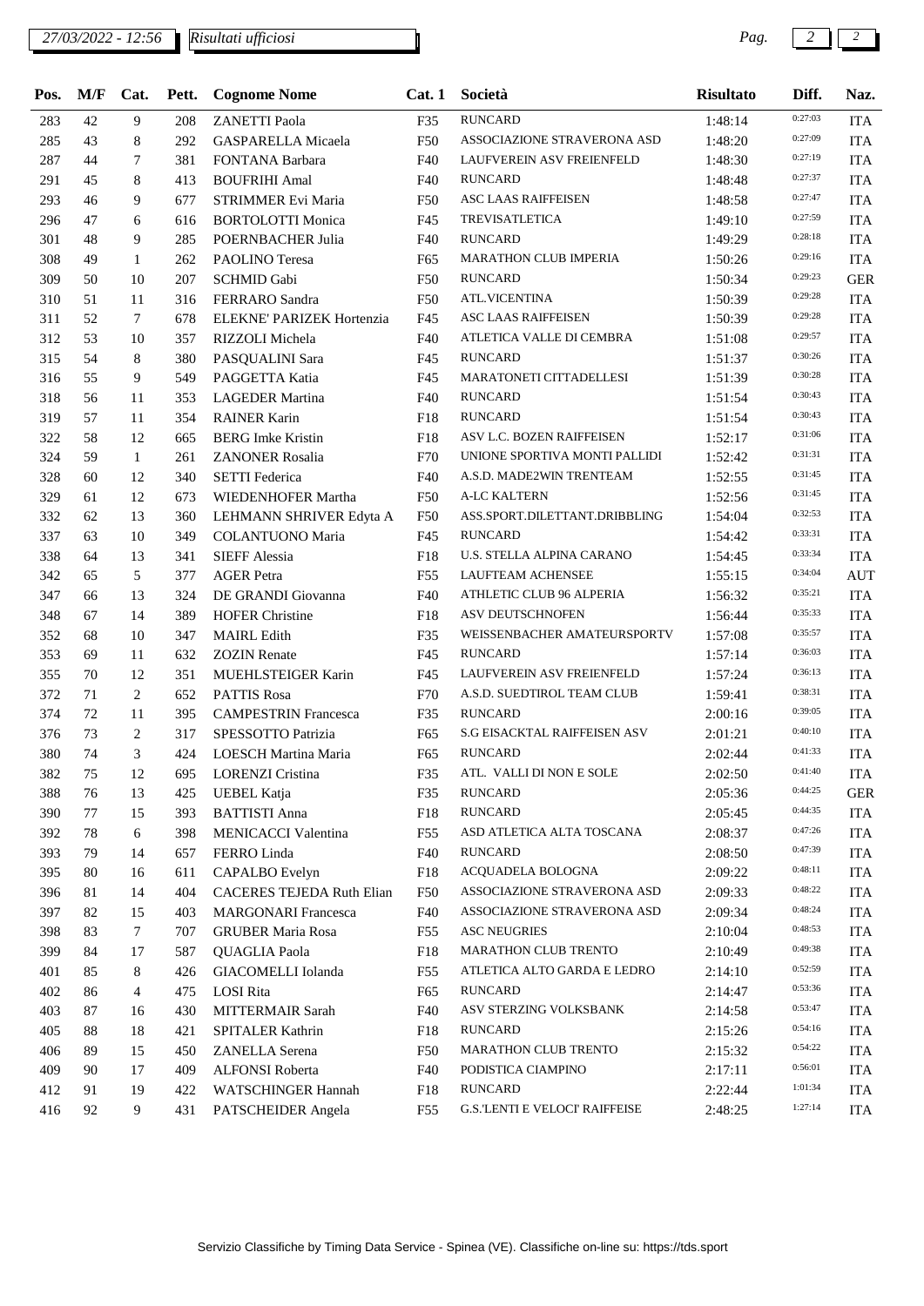27/03/2022 - 12:56 *Risultati ufficiosi*

| Pos. | M/F | Cat. | Pett. | Cognome Nome | Cat. 1 | Società | Risultato | Diff. | Naz. |
|---|---|---|---|---|---|---|---|---|---|
| 283 | 42 | 9 | 208 | ZANETTI Paola | F35 | RUNCARD | 1:48:14 | 0:27:03 | ITA |
| 285 | 43 | 8 | 292 | GASPARELLA Micaela | F50 | ASSOCIAZIONE STRAVERONA ASD | 1:48:20 | 0:27:09 | ITA |
| 287 | 44 | 7 | 381 | FONTANA Barbara | F40 | LAUFVEREIN ASV FREIENFELD | 1:48:30 | 0:27:19 | ITA |
| 291 | 45 | 8 | 413 | BOUFRIHI Amal | F40 | RUNCARD | 1:48:48 | 0:27:37 | ITA |
| 293 | 46 | 9 | 677 | STRIMMER Evi Maria | F50 | ASC LAAS RAIFFEISEN | 1:48:58 | 0:27:47 | ITA |
| 296 | 47 | 6 | 616 | BORTOLOTTI Monica | F45 | TREVISATLETICA | 1:49:10 | 0:27:59 | ITA |
| 301 | 48 | 9 | 285 | POERNBACHER Julia | F40 | RUNCARD | 1:49:29 | 0:28:18 | ITA |
| 308 | 49 | 1 | 262 | PAOLINO Teresa | F65 | MARATHON CLUB IMPERIA | 1:50:26 | 0:29:16 | ITA |
| 309 | 50 | 10 | 207 | SCHMID Gabi | F50 | RUNCARD | 1:50:34 | 0:29:23 | GER |
| 310 | 51 | 11 | 316 | FERRARO Sandra | F50 | ATL.VICENTINA | 1:50:39 | 0:29:28 | ITA |
| 311 | 52 | 7 | 678 | ELEKNE' PARIZEK Hortenzia | F45 | ASC LAAS RAIFFEISEN | 1:50:39 | 0:29:28 | ITA |
| 312 | 53 | 10 | 357 | RIZZOLI Michela | F40 | ATLETICA VALLE DI CEMBRA | 1:51:08 | 0:29:57 | ITA |
| 315 | 54 | 8 | 380 | PASQUALINI Sara | F45 | RUNCARD | 1:51:37 | 0:30:26 | ITA |
| 316 | 55 | 9 | 549 | PAGGETTA Katia | F45 | MARATONETI CITTADELLESI | 1:51:39 | 0:30:28 | ITA |
| 318 | 56 | 11 | 353 | LAGEDER Martina | F40 | RUNCARD | 1:51:54 | 0:30:43 | ITA |
| 319 | 57 | 11 | 354 | RAINER Karin | F18 | RUNCARD | 1:51:54 | 0:30:43 | ITA |
| 322 | 58 | 12 | 665 | BERG Imke Kristin | F18 | ASV L.C. BOZEN RAIFFEISEN | 1:52:17 | 0:31:06 | ITA |
| 324 | 59 | 1 | 261 | ZANONER Rosalia | F70 | UNIONE SPORTIVA MONTI PALLIDI | 1:52:42 | 0:31:31 | ITA |
| 328 | 60 | 12 | 340 | SETTI Federica | F40 | A.S.D. MADE2WIN TRENTEAM | 1:52:55 | 0:31:45 | ITA |
| 329 | 61 | 12 | 673 | WIEDENHOFER Martha | F50 | A-LC KALTERN | 1:52:56 | 0:31:45 | ITA |
| 332 | 62 | 13 | 360 | LEHMANN SHRIVER Edyta A | F50 | ASS.SPORT.DILETTANT.DRIBBLING | 1:54:04 | 0:32:53 | ITA |
| 337 | 63 | 10 | 349 | COLANTUONO Maria | F45 | RUNCARD | 1:54:42 | 0:33:31 | ITA |
| 338 | 64 | 13 | 341 | SIEFF Alessia | F18 | U.S. STELLA ALPINA CARANO | 1:54:45 | 0:33:34 | ITA |
| 342 | 65 | 5 | 377 | AGER Petra | F55 | LAUFTEAM ACHENSEE | 1:55:15 | 0:34:04 | AUT |
| 347 | 66 | 13 | 324 | DE GRANDI Giovanna | F40 | ATHLETIC CLUB 96 ALPERIA | 1:56:32 | 0:35:21 | ITA |
| 348 | 67 | 14 | 389 | HOFER Christine | F18 | ASV DEUTSCHNOFEN | 1:56:44 | 0:35:33 | ITA |
| 352 | 68 | 10 | 347 | MAIRL Edith | F35 | WEISSENBACHER AMATEURSPORTV | 1:57:08 | 0:35:57 | ITA |
| 353 | 69 | 11 | 632 | ZOZIN Renate | F45 | RUNCARD | 1:57:14 | 0:36:03 | ITA |
| 355 | 70 | 12 | 351 | MUEHLSTEIGER Karin | F45 | LAUFVEREIN ASV FREIENFELD | 1:57:24 | 0:36:13 | ITA |
| 372 | 71 | 2 | 652 | PATTIS Rosa | F70 | A.S.D. SUEDTIROL TEAM CLUB | 1:59:41 | 0:38:31 | ITA |
| 374 | 72 | 11 | 395 | CAMPESTRIN Francesca | F35 | RUNCARD | 2:00:16 | 0:39:05 | ITA |
| 376 | 73 | 2 | 317 | SPESSOTTO Patrizia | F65 | S.G EISACKTAL RAIFFEISEN ASV | 2:01:21 | 0:40:10 | ITA |
| 380 | 74 | 3 | 424 | LOESCH Martina Maria | F65 | RUNCARD | 2:02:44 | 0:41:33 | ITA |
| 382 | 75 | 12 | 695 | LORENZI Cristina | F35 | ATL. VALLI DI NON E SOLE | 2:02:50 | 0:41:40 | ITA |
| 388 | 76 | 13 | 425 | UEBEL Katja | F35 | RUNCARD | 2:05:36 | 0:44:25 | GER |
| 390 | 77 | 15 | 393 | BATTISTI Anna | F18 | RUNCARD | 2:05:45 | 0:44:35 | ITA |
| 392 | 78 | 6 | 398 | MENICACCI Valentina | F55 | ASD ATLETICA ALTA TOSCANA | 2:08:37 | 0:47:26 | ITA |
| 393 | 79 | 14 | 657 | FERRO Linda | F40 | RUNCARD | 2:08:50 | 0:47:39 | ITA |
| 395 | 80 | 16 | 611 | CAPALBO Evelyn | F18 | ACQUADELA BOLOGNA | 2:09:22 | 0:48:11 | ITA |
| 396 | 81 | 14 | 404 | CACERES TEJEDA Ruth Elian | F50 | ASSOCIAZIONE STRAVERONA ASD | 2:09:33 | 0:48:22 | ITA |
| 397 | 82 | 15 | 403 | MARGONARI Francesca | F40 | ASSOCIAZIONE STRAVERONA ASD | 2:09:34 | 0:48:24 | ITA |
| 398 | 83 | 7 | 707 | GRUBER Maria Rosa | F55 | ASC NEUGRIES | 2:10:04 | 0:48:53 | ITA |
| 399 | 84 | 17 | 587 | QUAGLIA Paola | F18 | MARATHON CLUB TRENTO | 2:10:49 | 0:49:38 | ITA |
| 401 | 85 | 8 | 426 | GIACOMELLI Iolanda | F55 | ATLETICA ALTO GARDA E LEDRO | 2:14:10 | 0:52:59 | ITA |
| 402 | 86 | 4 | 475 | LOSI Rita | F65 | RUNCARD | 2:14:47 | 0:53:36 | ITA |
| 403 | 87 | 16 | 430 | MITTERMAIR Sarah | F40 | ASV STERZING VOLKSBANK | 2:14:58 | 0:53:47 | ITA |
| 405 | 88 | 18 | 421 | SPITALER Kathrin | F18 | RUNCARD | 2:15:26 | 0:54:16 | ITA |
| 406 | 89 | 15 | 450 | ZANELLA Serena | F50 | MARATHON CLUB TRENTO | 2:15:32 | 0:54:22 | ITA |
| 409 | 90 | 17 | 409 | ALFONSI Roberta | F40 | PODISTICA CIAMPINO | 2:17:11 | 0:56:01 | ITA |
| 412 | 91 | 19 | 422 | WATSCHINGER Hannah | F18 | RUNCARD | 2:22:44 | 1:01:34 | ITA |
| 416 | 92 | 9 | 431 | PATSCHEIDER Angela | F55 | G.S.'LENTI E VELOCI' RAIFFEISE | 2:48:25 | 1:27:14 | ITA |

Servizio Classifiche by Timing Data Service - Spinea (VE). Classifiche on-line su: https://tds.sport